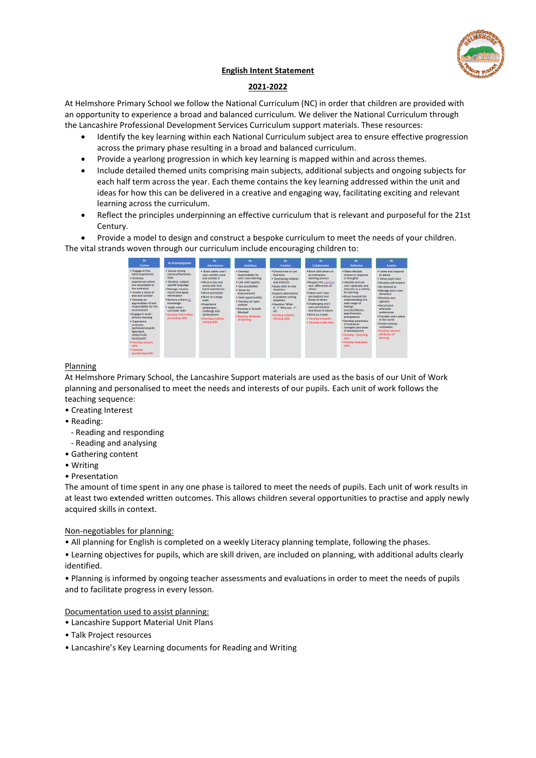# English Intent Statement

## 2021-2022

At Helmshore Primary School we follow the National Curriculum (NC) in order that children are provided with an opportunity to experience a broad and balanced curriculum. We deliver the National Curriculum through the Lancashire Professional Development Services Curriculum support materials. These resources:

- Identify the key learning within each National Curriculum subject area to ensure effective progression across the primary phase resulting in a broad and balanced curriculum.
- Provide a yearlong progression in which key learning is mapped within and across themes.
- Include detailed themed units comprising main subjects, additional subjects and ongoing subjects for each half term across the year. Each theme contains the key learning addressed within the unit and ideas for how this can be delivered in a creative and engaging way, facilitating exciting and relevant learning across the curriculum.
- Reflect the principles underpinning an effective curriculum that is relevant and purposeful for the 21st Century.
- Provide a model to design and construct a bespoke curriculum to meet the needs of your children.

The vital strands woven through our curriculum include encouraging children to:

| Be Curious | Be Knowledgeable | Be Adventurous | Be Ambitious | Be Creative | Be Collaborative | Be Reflective | Be Positive |
|---|---|---|---|---|---|---|---|
| • Engage in first-hand experiences • Embrace experiences which are remarkable to the individual • Invoke a sense of awe and wonder • Develop an appreciation of and responsibility for the environment • Engage in multi-sensory learning • Experience contrasts (polluted/unspoilt, light/dark, urban/rural, loud/quiet) • Develop enquiry skills • Develop questioning skills | • Secure strong Literacy/Numeracy skills • Develop subject specific language • Manage, receive, record and apply information • Nurture a thirst for knowledge • Apply cross-curricular skills • Develop information processing skills | • Work within one's own comfort zone and outside it • Work in the real world with first-hand experiences • Work practically • Work on a large scale • Experience exhilaration, challenge and achievement • Develop problem-solving skills | • Develop responsibility for one's own learning • Link with experts • See possibilities • Strive for improvement • Seek opportunities • Develop an open outlook • Develop a 'Growth Mindset' • Develop attributes of learning | • Choose how to use free time • Developing hobbies and interests • Apply skills to new situations • Explore alternatives in problem solving situations • Question 'What if...?' 'Why not...?', etc. • Develop creative thinking skills | • Work with others in an interactive learning process • Respect the opinions and differences of others • Value one's own perceptions and those of others • Challenging one's own perceptions and those of others • Work as a team • Develop empathy • Develop social skills | • Make lifestyle choices in response to thoughts • Identify and use one's aptitudes and interests as a vehicle for learning • Move towards the understanding of a wide range of feelings (success/failure, apprehension, anticipation) • Develop awareness of individual strengths and areas of development • Develop reasoning skills • Develop evaluative skills | • Listen and respond to advice • Value pupil voice • Develop self-esteem • Be listened to • Manage one's own behaviour • Develop own opinions • Secure and articulate preferences • Consider one's place in the world • Foster intrinsic motivation • Develop relevant attributes of learning |

## Planning

At Helmshore Primary School, the Lancashire Support materials are used as the basis of our Unit of Work planning and personalised to meet the needs and interests of our pupils. Each unit of work follows the teaching sequence:

- Creating Interest
- Reading:
  - Reading and responding
  - Reading and analysing
- Gathering content
- Writing
- Presentation

The amount of time spent in any one phase is tailored to meet the needs of pupils. Each unit of work results in at least two extended written outcomes. This allows children several opportunities to practise and apply newly acquired skills in context.

## Non-negotiables for planning:

- All planning for English is completed on a weekly Literacy planning template, following the phases.
- Learning objectives for pupils, which are skill driven, are included on planning, with additional adults clearly identified.
- Planning is informed by ongoing teacher assessments and evaluations in order to meet the needs of pupils and to facilitate progress in every lesson.

## Documentation used to assist planning:

- Lancashire Support Material Unit Plans
- Talk Project resources
- Lancashire's Key Learning documents for Reading and Writing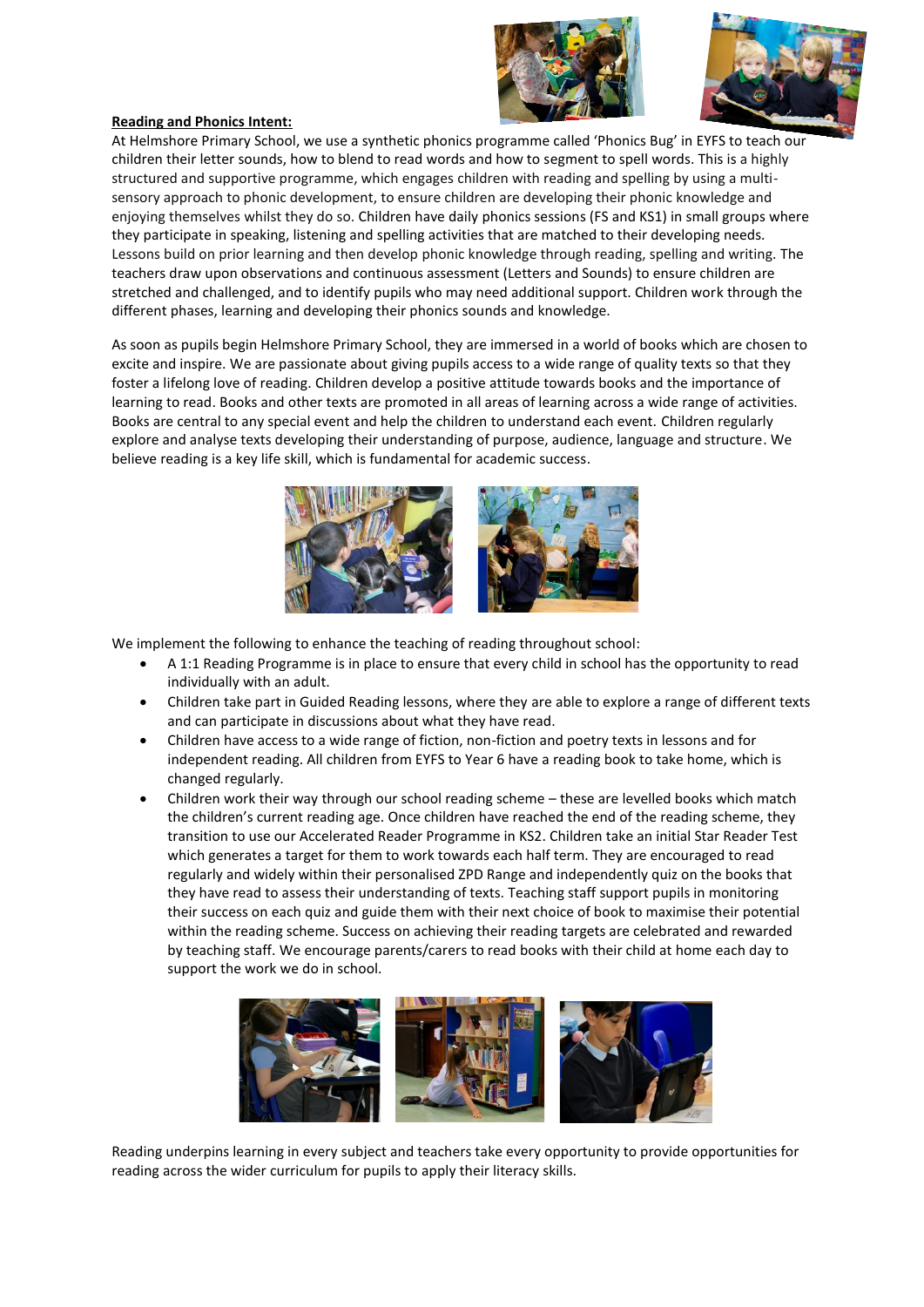**Reading and Phonics Intent:**

At Helmshore Primary School, we use a synthetic phonics programme called 'Phonics Bug' in EYFS to teach our children their letter sounds, how to blend to read words and how to segment to spell words. This is a highly structured and supportive programme, which engages children with reading and spelling by using a multi-sensory approach to phonic development, to ensure children are developing their phonic knowledge and enjoying themselves whilst they do so. Children have daily phonics sessions (FS and KS1) in small groups where they participate in speaking, listening and spelling activities that are matched to their developing needs. Lessons build on prior learning and then develop phonic knowledge through reading, spelling and writing. The teachers draw upon observations and continuous assessment (Letters and Sounds) to ensure children are stretched and challenged, and to identify pupils who may need additional support. Children work through the different phases, learning and developing their phonics sounds and knowledge.

As soon as pupils begin Helmshore Primary School, they are immersed in a world of books which are chosen to excite and inspire. We are passionate about giving pupils access to a wide range of quality texts so that they foster a lifelong love of reading. Children develop a positive attitude towards books and the importance of learning to read. Books and other texts are promoted in all areas of learning across a wide range of activities. Books are central to any special event and help the children to understand each event. Children regularly explore and analyse texts developing their understanding of purpose, audience, language and structure. We believe reading is a key life skill, which is fundamental for academic success.

We implement the following to enhance the teaching of reading throughout school:

- A 1:1 Reading Programme is in place to ensure that every child in school has the opportunity to read individually with an adult.
- Children take part in Guided Reading lessons, where they are able to explore a range of different texts and can participate in discussions about what they have read.
- Children have access to a wide range of fiction, non-fiction and poetry texts in lessons and for independent reading. All children from EYFS to Year 6 have a reading book to take home, which is changed regularly.
- Children work their way through our school reading scheme – these are levelled books which match the children's current reading age. Once children have reached the end of the reading scheme, they transition to use our Accelerated Reader Programme in KS2. Children take an initial Star Reader Test which generates a target for them to work towards each half term. They are encouraged to read regularly and widely within their personalised ZPD Range and independently quiz on the books that they have read to assess their understanding of texts. Teaching staff support pupils in monitoring their success on each quiz and guide them with their next choice of book to maximise their potential within the reading scheme. Success on achieving their reading targets are celebrated and rewarded by teaching staff. We encourage parents/carers to read books with their child at home each day to support the work we do in school.

Reading underpins learning in every subject and teachers take every opportunity to provide opportunities for reading across the wider curriculum for pupils to apply their literacy skills.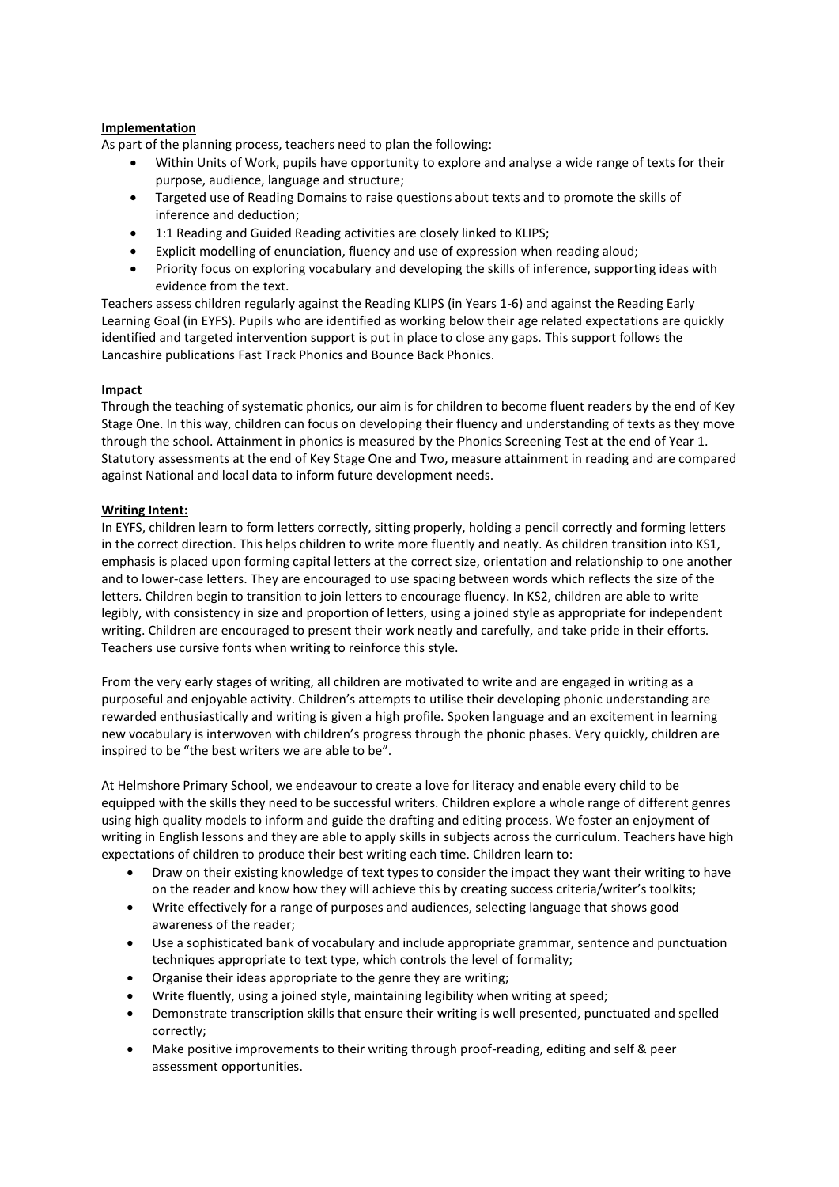**Implementation**

As part of the planning process, teachers need to plan the following:

- Within Units of Work, pupils have opportunity to explore and analyse a wide range of texts for their purpose, audience, language and structure;
- Targeted use of Reading Domains to raise questions about texts and to promote the skills of inference and deduction;
- 1:1 Reading and Guided Reading activities are closely linked to KLIPS;
- Explicit modelling of enunciation, fluency and use of expression when reading aloud;
- Priority focus on exploring vocabulary and developing the skills of inference, supporting ideas with evidence from the text.

Teachers assess children regularly against the Reading KLIPS (in Years 1-6) and against the Reading Early Learning Goal (in EYFS). Pupils who are identified as working below their age related expectations are quickly identified and targeted intervention support is put in place to close any gaps. This support follows the Lancashire publications Fast Track Phonics and Bounce Back Phonics.

**Impact**

Through the teaching of systematic phonics, our aim is for children to become fluent readers by the end of Key Stage One. In this way, children can focus on developing their fluency and understanding of texts as they move through the school. Attainment in phonics is measured by the Phonics Screening Test at the end of Year 1. Statutory assessments at the end of Key Stage One and Two, measure attainment in reading and are compared against National and local data to inform future development needs.

**Writing Intent:**

In EYFS, children learn to form letters correctly, sitting properly, holding a pencil correctly and forming letters in the correct direction. This helps children to write more fluently and neatly. As children transition into KS1, emphasis is placed upon forming capital letters at the correct size, orientation and relationship to one another and to lower-case letters. They are encouraged to use spacing between words which reflects the size of the letters. Children begin to transition to join letters to encourage fluency. In KS2, children are able to write legibly, with consistency in size and proportion of letters, using a joined style as appropriate for independent writing. Children are encouraged to present their work neatly and carefully, and take pride in their efforts. Teachers use cursive fonts when writing to reinforce this style.

From the very early stages of writing, all children are motivated to write and are engaged in writing as a purposeful and enjoyable activity. Children's attempts to utilise their developing phonic understanding are rewarded enthusiastically and writing is given a high profile. Spoken language and an excitement in learning new vocabulary is interwoven with children's progress through the phonic phases. Very quickly, children are inspired to be "the best writers we are able to be".

At Helmshore Primary School, we endeavour to create a love for literacy and enable every child to be equipped with the skills they need to be successful writers. Children explore a whole range of different genres using high quality models to inform and guide the drafting and editing process. We foster an enjoyment of writing in English lessons and they are able to apply skills in subjects across the curriculum. Teachers have high expectations of children to produce their best writing each time. Children learn to:

- Draw on their existing knowledge of text types to consider the impact they want their writing to have on the reader and know how they will achieve this by creating success criteria/writer's toolkits;
- Write effectively for a range of purposes and audiences, selecting language that shows good awareness of the reader;
- Use a sophisticated bank of vocabulary and include appropriate grammar, sentence and punctuation techniques appropriate to text type, which controls the level of formality;
- Organise their ideas appropriate to the genre they are writing;
- Write fluently, using a joined style, maintaining legibility when writing at speed;
- Demonstrate transcription skills that ensure their writing is well presented, punctuated and spelled correctly;
- Make positive improvements to their writing through proof-reading, editing and self & peer assessment opportunities.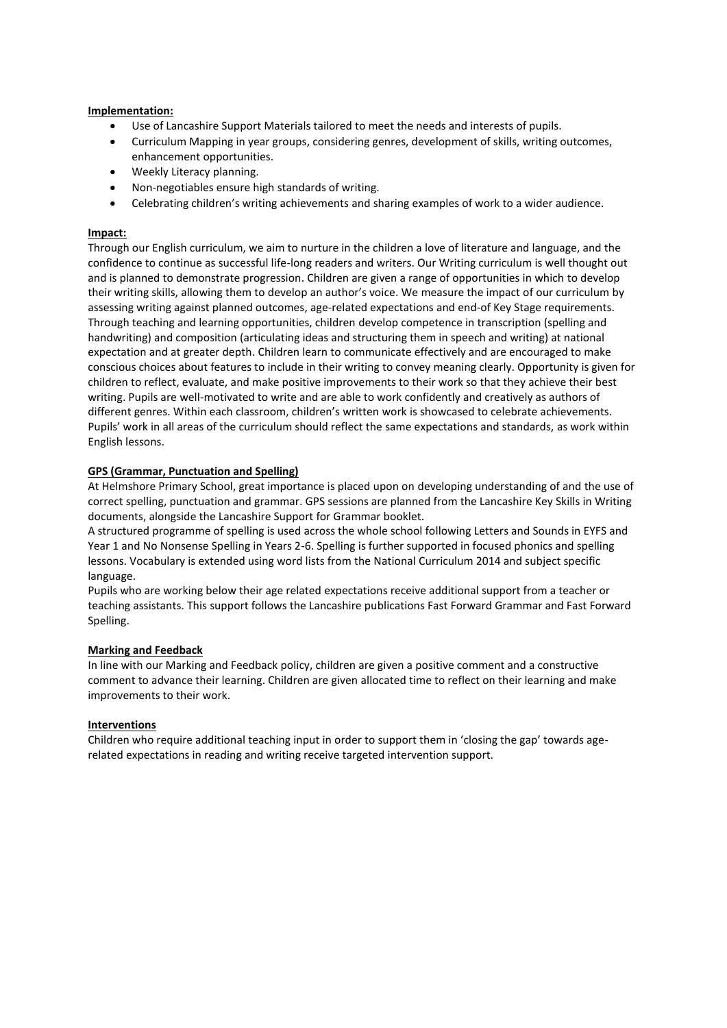**Implementation:**

- Use of Lancashire Support Materials tailored to meet the needs and interests of pupils.
- Curriculum Mapping in year groups, considering genres, development of skills, writing outcomes, enhancement opportunities.
- Weekly Literacy planning.
- Non-negotiables ensure high standards of writing.
- Celebrating children's writing achievements and sharing examples of work to a wider audience.

**Impact:**

Through our English curriculum, we aim to nurture in the children a love of literature and language, and the confidence to continue as successful life-long readers and writers. Our Writing curriculum is well thought out and is planned to demonstrate progression. Children are given a range of opportunities in which to develop their writing skills, allowing them to develop an author's voice. We measure the impact of our curriculum by assessing writing against planned outcomes, age-related expectations and end-of Key Stage requirements. Through teaching and learning opportunities, children develop competence in transcription (spelling and handwriting) and composition (articulating ideas and structuring them in speech and writing) at national expectation and at greater depth. Children learn to communicate effectively and are encouraged to make conscious choices about features to include in their writing to convey meaning clearly. Opportunity is given for children to reflect, evaluate, and make positive improvements to their work so that they achieve their best writing. Pupils are well-motivated to write and are able to work confidently and creatively as authors of different genres. Within each classroom, children's written work is showcased to celebrate achievements. Pupils' work in all areas of the curriculum should reflect the same expectations and standards, as work within English lessons.

**GPS (Grammar, Punctuation and Spelling)**

At Helmshore Primary School, great importance is placed upon on developing understanding of and the use of correct spelling, punctuation and grammar. GPS sessions are planned from the Lancashire Key Skills in Writing documents, alongside the Lancashire Support for Grammar booklet.

A structured programme of spelling is used across the whole school following Letters and Sounds in EYFS and Year 1 and No Nonsense Spelling in Years 2-6. Spelling is further supported in focused phonics and spelling lessons. Vocabulary is extended using word lists from the National Curriculum 2014 and subject specific language.

Pupils who are working below their age related expectations receive additional support from a teacher or teaching assistants. This support follows the Lancashire publications Fast Forward Grammar and Fast Forward Spelling.

**Marking and Feedback**

In line with our Marking and Feedback policy, children are given a positive comment and a constructive comment to advance their learning. Children are given allocated time to reflect on their learning and make improvements to their work.

**Interventions**

Children who require additional teaching input in order to support them in 'closing the gap' towards age-related expectations in reading and writing receive targeted intervention support.